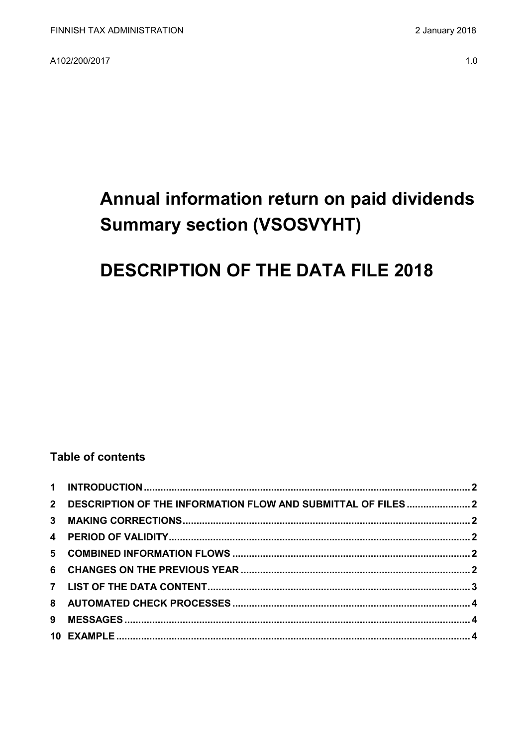FINNISH TAX ADMINISTRATION 2 January 2018

A102/200/2017 1.0

# Annual information return on paid dividends Summary section (VSOSVYHT)

# DESCRIPTION OF THE DATA FILE 2018

## Table of contents

| | | |
|---|---|---|
| 1 | INTRODUCTION | 2 |
| 2 | DESCRIPTION OF THE INFORMATION FLOW AND SUBMITTAL OF FILES | 2 |
| 3 | MAKING CORRECTIONS | 2 |
| 4 | PERIOD OF VALIDITY | 2 |
| 5 | COMBINED INFORMATION FLOWS | 2 |
| 6 | CHANGES ON THE PREVIOUS YEAR | 2 |
| 7 | LIST OF THE DATA CONTENT | 3 |
| 8 | AUTOMATED CHECK PROCESSES | 4 |
| 9 | MESSAGES | 4 |
| 10 | EXAMPLE | 4 |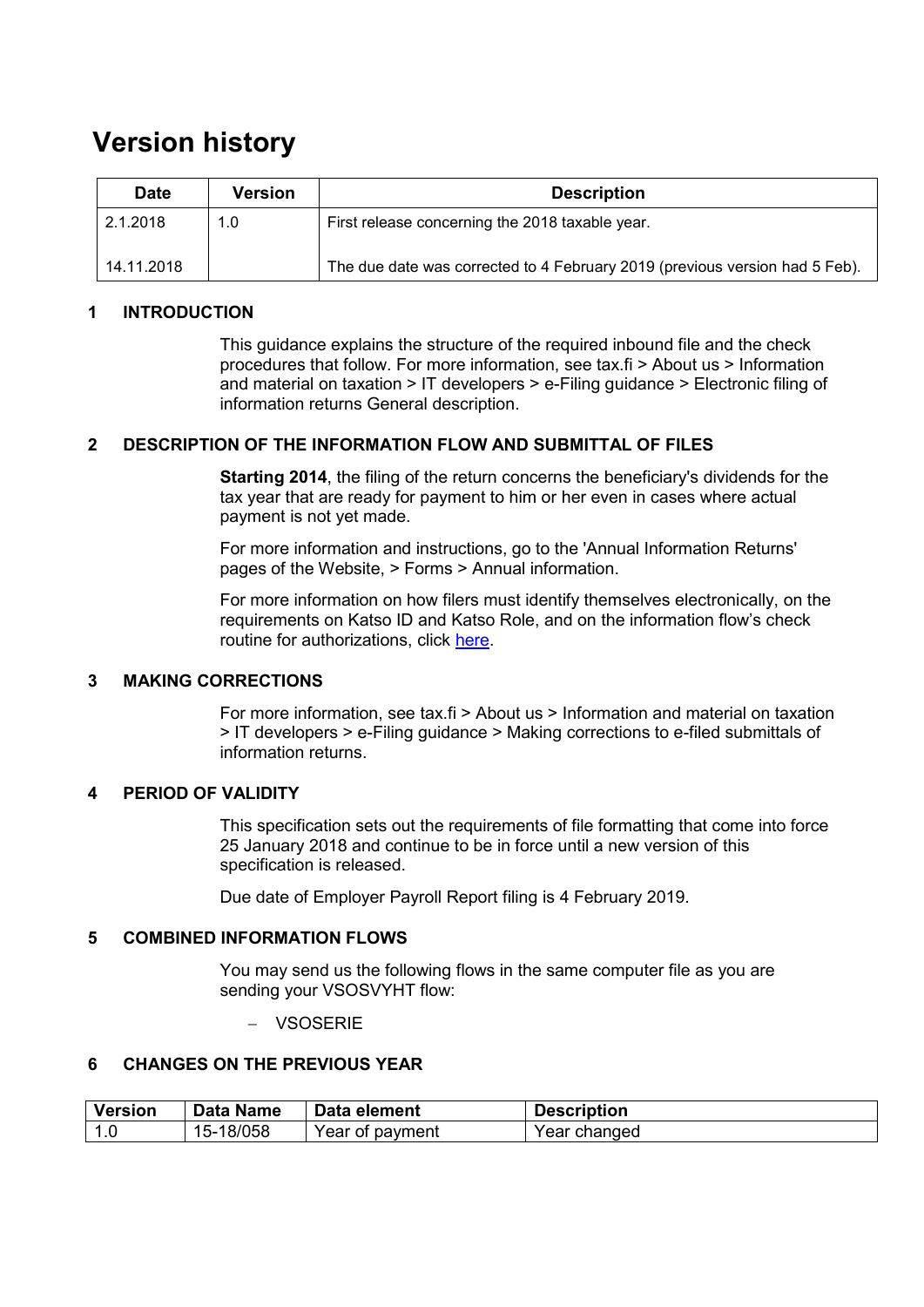# Version history

| Date | Version | Description |
|---|---|---|
| 2.1.2018 | 1.0 | First release concerning the 2018 taxable year. |
| 14.11.2018 | | The due date was corrected to 4 February 2019 (previous version had 5 Feb). |

## 1 INTRODUCTION

This guidance explains the structure of the required inbound file and the check procedures that follow. For more information, see tax.fi > About us > Information and material on taxation > IT developers > e-Filing guidance > Electronic filing of information returns General description.

## 2 DESCRIPTION OF THE INFORMATION FLOW AND SUBMITTAL OF FILES

**Starting 2014**, the filing of the return concerns the beneficiary's dividends for the tax year that are ready for payment to him or her even in cases where actual payment is not yet made.

For more information and instructions, go to the 'Annual Information Returns' pages of the Website, > Forms > Annual information.

For more information on how filers must identify themselves electronically, on the requirements on Katso ID and Katso Role, and on the information flow's check routine for authorizations, click here.

## 3 MAKING CORRECTIONS

For more information, see tax.fi > About us > Information and material on taxation > IT developers > e-Filing guidance > Making corrections to e-filed submittals of information returns.

## 4 PERIOD OF VALIDITY

This specification sets out the requirements of file formatting that come into force 25 January 2018 and continue to be in force until a new version of this specification is released.

Due date of Employer Payroll Report filing is 4 February 2019.

## 5 COMBINED INFORMATION FLOWS

You may send us the following flows in the same computer file as you are sending your VSOSVYHT flow:

- VSOSERIE

## 6 CHANGES ON THE PREVIOUS YEAR

| Version | Data Name | Data element | Description |
|---|---|---|---|
| 1.0 | 15-18/058 | Year of payment | Year changed |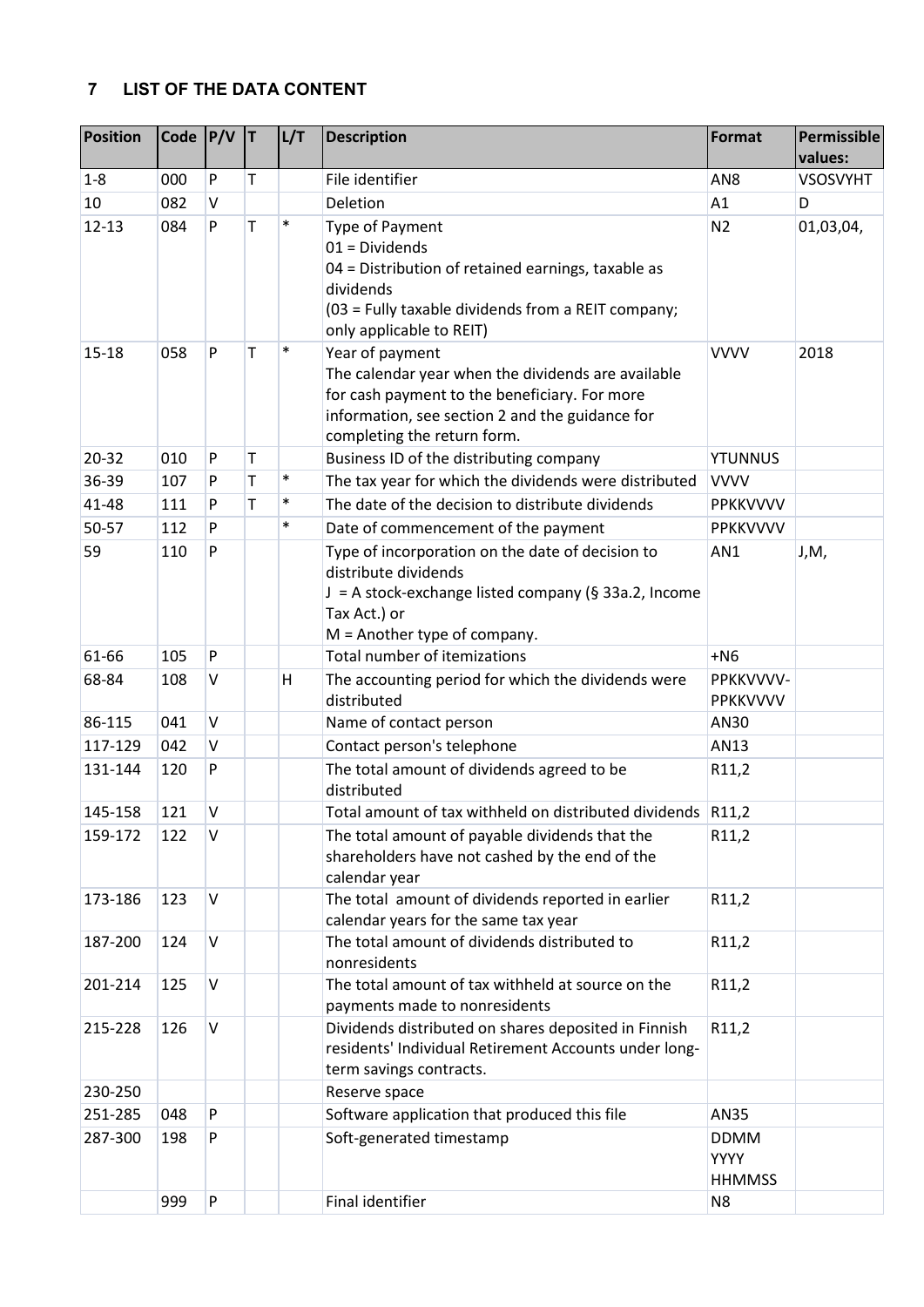## 7 LIST OF THE DATA CONTENT

| Position | Code | P/V | T | L/T | Description | Format | Permissible values: |
|---|---|---|---|---|---|---|---|
| 1-8 | 000 | P | T | | File identifier | AN8 | VSOSVYHT |
| 10 | 082 | V | | | Deletion | A1 | D |
| 12-13 | 084 | P | T | * | Type of Payment<br>01 = Dividends<br>04 = Distribution of retained earnings, taxable as dividends<br>(03 = Fully taxable dividends from a REIT company; only applicable to REIT) | N2 | 01,03,04, |
| 15-18 | 058 | P | T | * | Year of payment<br>The calendar year when the dividends are available for cash payment to the beneficiary. For more information, see section 2 and the guidance for completing the return form. | VVVV | 2018 |
| 20-32 | 010 | P | T | | Business ID of the distributing company | YTUNNUS | |
| 36-39 | 107 | P | T | * | The tax year for which the dividends were distributed | VVVV | |
| 41-48 | 111 | P | T | * | The date of the decision to distribute dividends | PPKKVVVV | |
| 50-57 | 112 | P | | * | Date of commencement of the payment | PPKKVVVV | |
| 59 | 110 | P | | | Type of incorporation on the date of decision to distribute dividends<br>J = A stock-exchange listed company (§ 33a.2, Income Tax Act.) or<br>M = Another type of company. | AN1 | J,M, |
| 61-66 | 105 | P | | | Total number of itemizations | +N6 | |
| 68-84 | 108 | V | | H | The accounting period for which the dividends were distributed | PPKKVVVV-PPKKVVVV | |
| 86-115 | 041 | V | | | Name of contact person | AN30 | |
| 117-129 | 042 | V | | | Contact person's telephone | AN13 | |
| 131-144 | 120 | P | | | The total amount of dividends agreed to be distributed | R11,2 | |
| 145-158 | 121 | V | | | Total amount of tax withheld on distributed dividends | R11,2 | |
| 159-172 | 122 | V | | | The total amount of payable dividends that the shareholders have not cashed by the end of the calendar year | R11,2 | |
| 173-186 | 123 | V | | | The total amount of dividends reported in earlier calendar years for the same tax year | R11,2 | |
| 187-200 | 124 | V | | | The total amount of dividends distributed to nonresidents | R11,2 | |
| 201-214 | 125 | V | | | The total amount of tax withheld at source on the payments made to nonresidents | R11,2 | |
| 215-228 | 126 | V | | | Dividends distributed on shares deposited in Finnish residents' Individual Retirement Accounts under long-term savings contracts. | R11,2 | |
| 230-250 | | | | | Reserve space | | |
| 251-285 | 048 | P | | | Software application that produced this file | AN35 | |
| 287-300 | 198 | P | | | Soft-generated timestamp | DDMM YYYY HHMMSS | |
| | 999 | P | | | Final identifier | N8 | |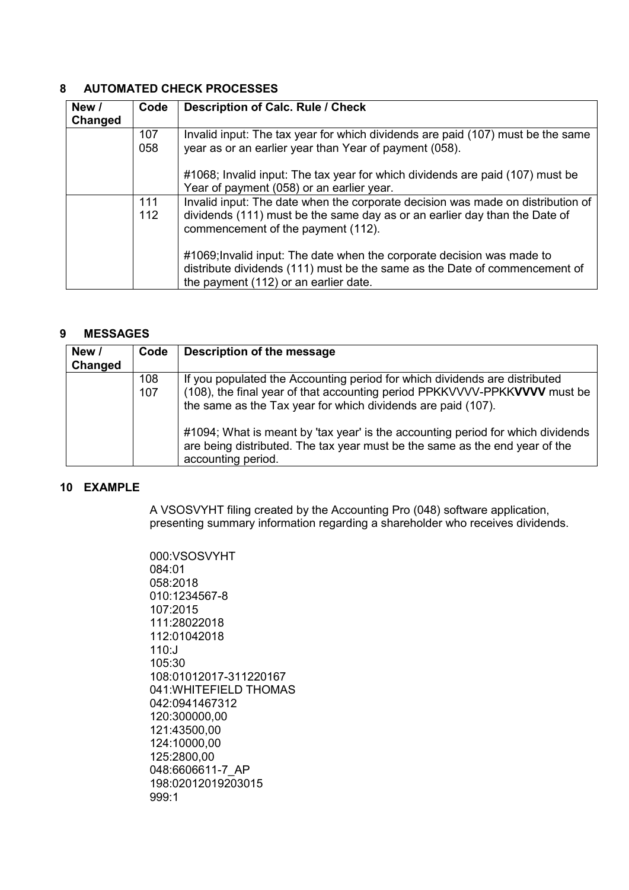## 8 AUTOMATED CHECK PROCESSES

| New / Changed | Code | Description of Calc. Rule / Check |
|---|---|---|
| | 107<br>058 | Invalid input: The tax year for which dividends are paid (107) must be the same year as or an earlier year than Year of payment (058).<br><br>#1068; Invalid input: The tax year for which dividends are paid (107) must be Year of payment (058) or an earlier year. |
| | 111<br>112 | Invalid input: The date when the corporate decision was made on distribution of dividends (111) must be the same day as or an earlier day than the Date of commencement of the payment (112).<br><br>#1069;Invalid input: The date when the corporate decision was made to distribute dividends (111) must be the same as the Date of commencement of the payment (112) or an earlier date. |

## 9 MESSAGES

| New / Changed | Code | Description of the message |
|---|---|---|
| | 108<br>107 | If you populated the Accounting period for which dividends are distributed (108), the final year of that accounting period PPKKVVVV-PPKK**VVVV** must be the same as the Tax year for which dividends are paid (107).<br><br>#1094; What is meant by 'tax year' is the accounting period for which dividends are being distributed. The tax year must be the same as the end year of the accounting period. |

## 10 EXAMPLE

A VSOSVYHT filing created by the Accounting Pro (048) software application, presenting summary information regarding a shareholder who receives dividends.

```
000:VSOSVYHT
084:01
058:2018
010:1234567-8
107:2015
111:28022018
112:01042018
110:J
105:30
108:01012017-311220167
041:WHITEFIELD THOMAS
042:0941467312
120:300000,00
121:43500,00
124:10000,00
125:2800,00
048:6606611-7_AP
198:02012019203015
999:1
```